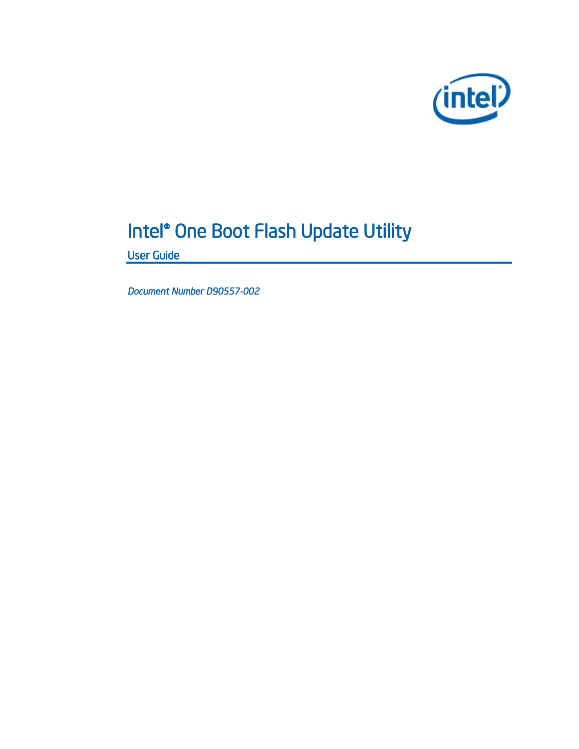# Intel® One Boot Flash Update Utility

## User Guide

*Document Number D90557-002*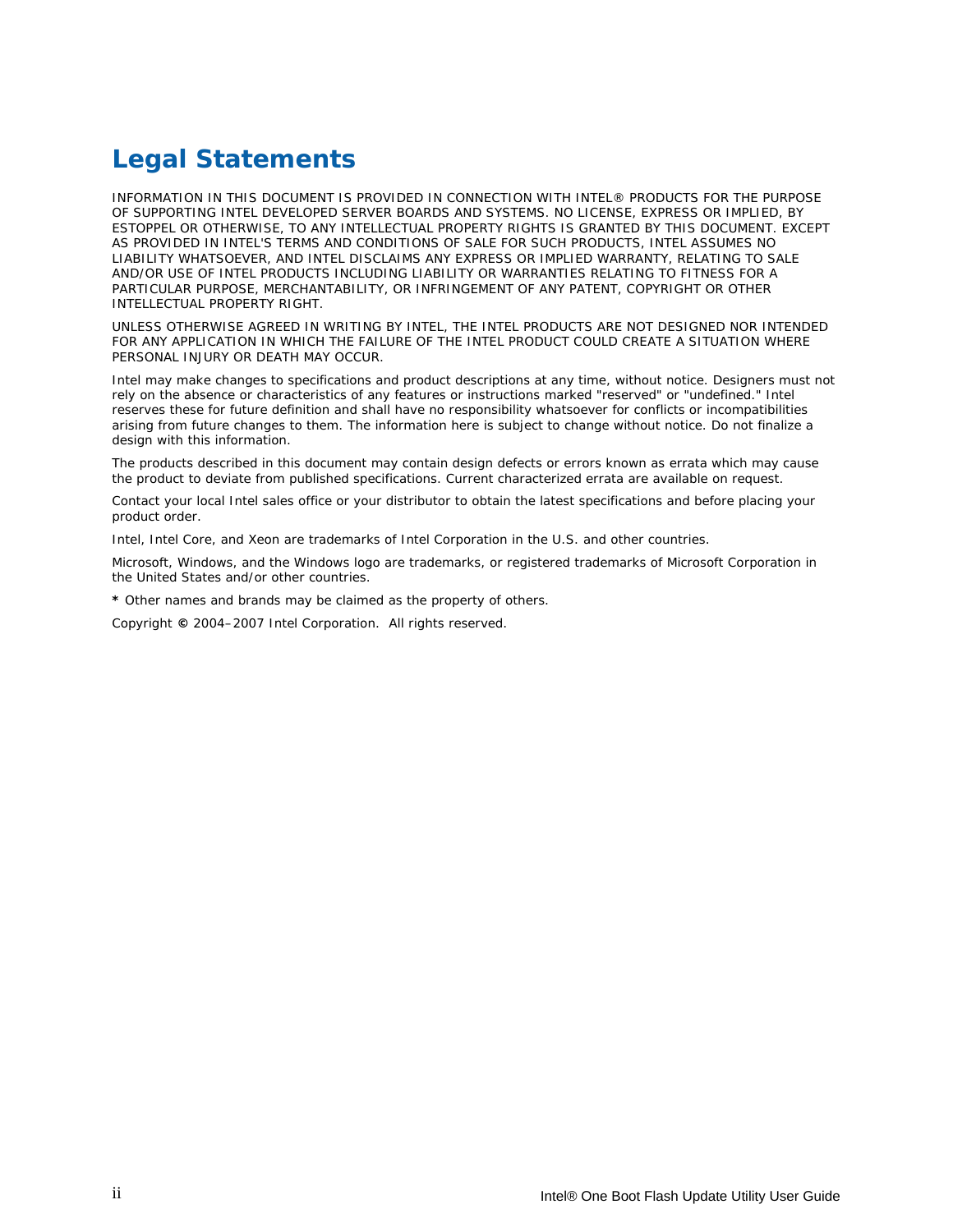# Legal Statements

INFORMATION IN THIS DOCUMENT IS PROVIDED IN CONNECTION WITH INTEL® PRODUCTS FOR THE PURPOSE OF SUPPORTING INTEL DEVELOPED SERVER BOARDS AND SYSTEMS. NO LICENSE, EXPRESS OR IMPLIED, BY ESTOPPEL OR OTHERWISE, TO ANY INTELLECTUAL PROPERTY RIGHTS IS GRANTED BY THIS DOCUMENT. EXCEPT AS PROVIDED IN INTEL'S TERMS AND CONDITIONS OF SALE FOR SUCH PRODUCTS, INTEL ASSUMES NO LIABILITY WHATSOEVER, AND INTEL DISCLAIMS ANY EXPRESS OR IMPLIED WARRANTY, RELATING TO SALE AND/OR USE OF INTEL PRODUCTS INCLUDING LIABILITY OR WARRANTIES RELATING TO FITNESS FOR A PARTICULAR PURPOSE, MERCHANTABILITY, OR INFRINGEMENT OF ANY PATENT, COPYRIGHT OR OTHER INTELLECTUAL PROPERTY RIGHT.

UNLESS OTHERWISE AGREED IN WRITING BY INTEL, THE INTEL PRODUCTS ARE NOT DESIGNED NOR INTENDED FOR ANY APPLICATION IN WHICH THE FAILURE OF THE INTEL PRODUCT COULD CREATE A SITUATION WHERE PERSONAL INJURY OR DEATH MAY OCCUR.

Intel may make changes to specifications and product descriptions at any time, without notice. Designers must not rely on the absence or characteristics of any features or instructions marked "reserved" or "undefined." Intel reserves these for future definition and shall have no responsibility whatsoever for conflicts or incompatibilities arising from future changes to them. The information here is subject to change without notice. Do not finalize a design with this information.

The products described in this document may contain design defects or errors known as errata which may cause the product to deviate from published specifications. Current characterized errata are available on request.

Contact your local Intel sales office or your distributor to obtain the latest specifications and before placing your product order.

Intel, Intel Core, and Xeon are trademarks of Intel Corporation in the U.S. and other countries.

Microsoft, Windows, and the Windows logo are trademarks, or registered trademarks of Microsoft Corporation in the United States and/or other countries.

**\*** Other names and brands may be claimed as the property of others.

Copyright **©** 2004–2007 Intel Corporation. All rights reserved.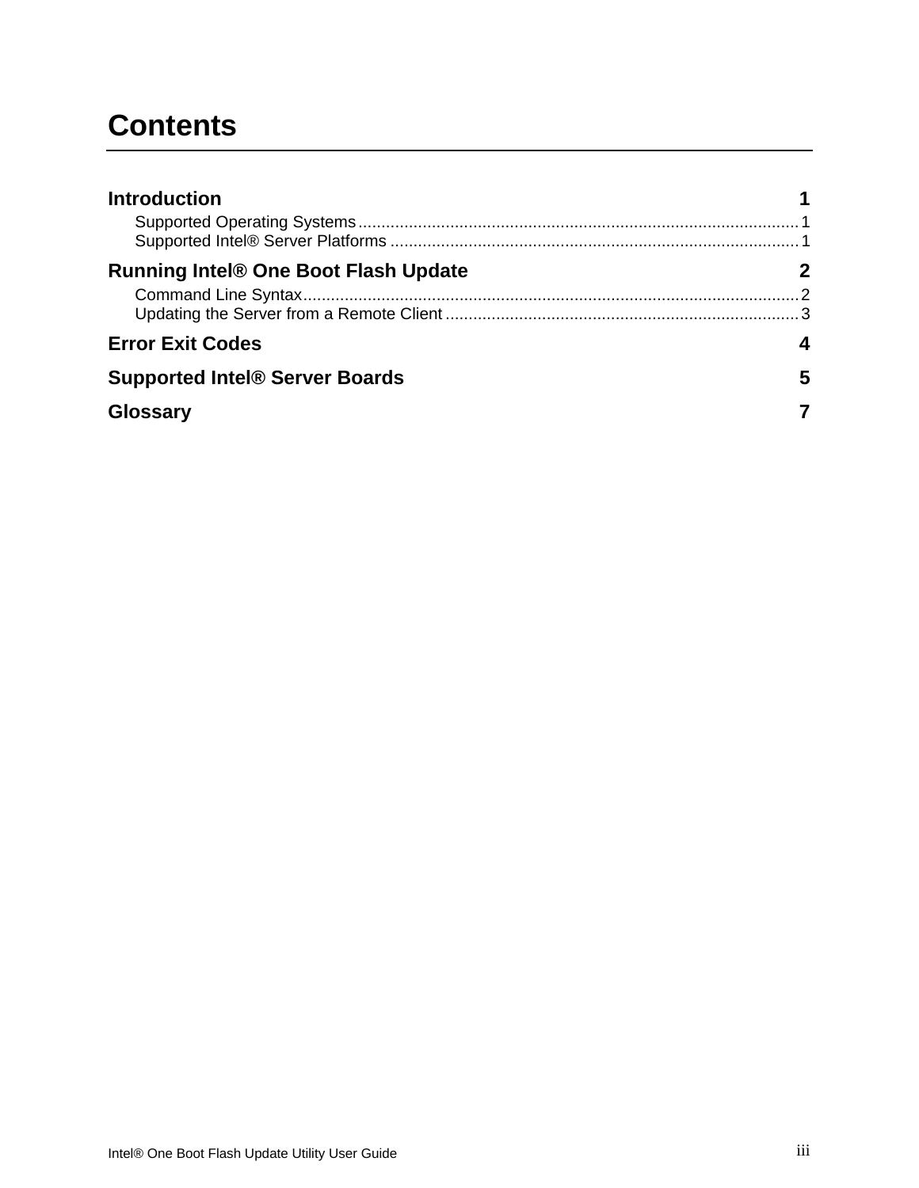# Contents

**Introduction** 1

- Supported Operating Systems ..... 1
- Supported Intel® Server Platforms ..... 1

**Running Intel® One Boot Flash Update** 2

- Command Line Syntax ..... 2
- Updating the Server from a Remote Client ..... 3

**Error Exit Codes** 4

**Supported Intel® Server Boards** 5

**Glossary** 7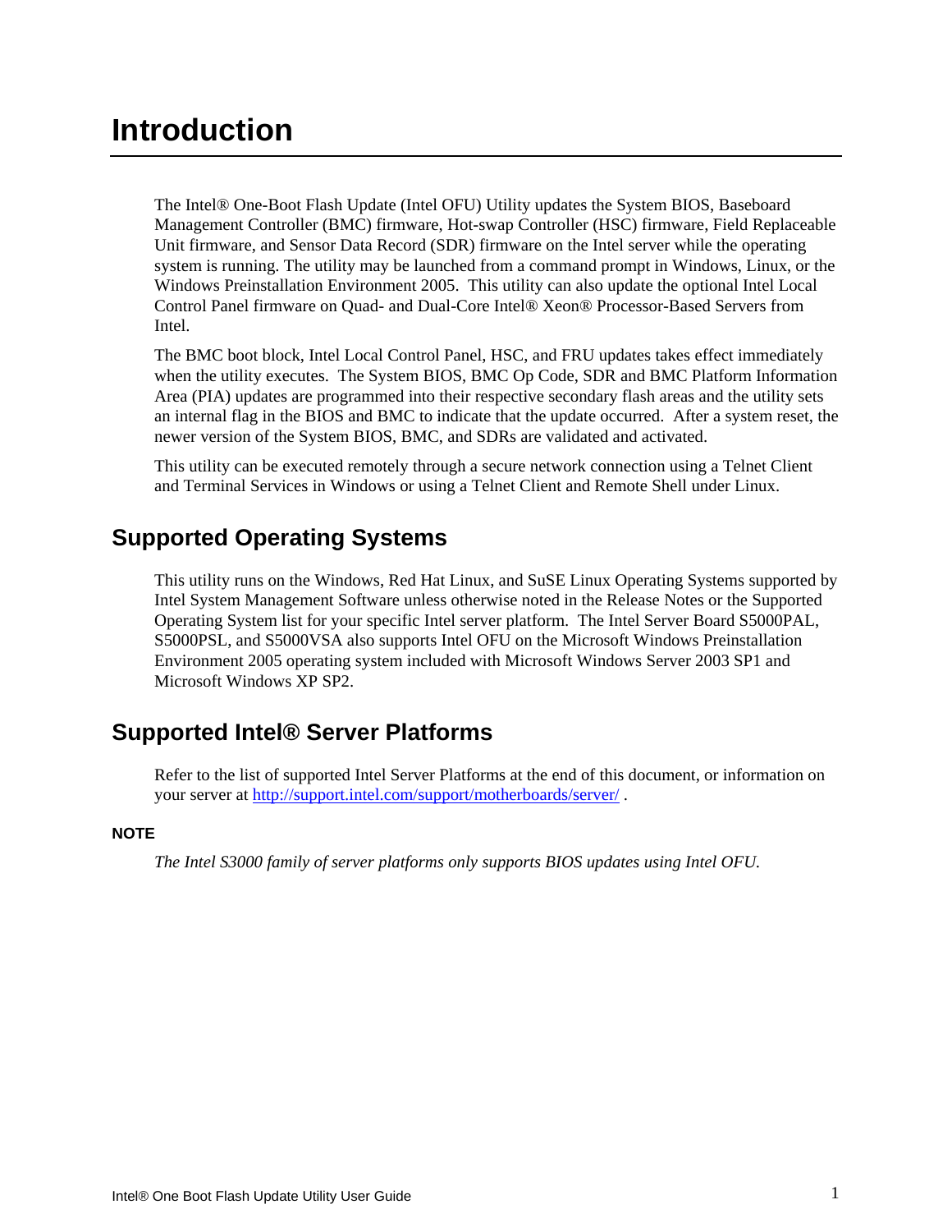# Introduction

The Intel® One-Boot Flash Update (Intel OFU) Utility updates the System BIOS, Baseboard Management Controller (BMC) firmware, Hot-swap Controller (HSC) firmware, Field Replaceable Unit firmware, and Sensor Data Record (SDR) firmware on the Intel server while the operating system is running. The utility may be launched from a command prompt in Windows, Linux, or the Windows Preinstallation Environment 2005. This utility can also update the optional Intel Local Control Panel firmware on Quad- and Dual-Core Intel® Xeon® Processor-Based Servers from Intel.

The BMC boot block, Intel Local Control Panel, HSC, and FRU updates takes effect immediately when the utility executes. The System BIOS, BMC Op Code, SDR and BMC Platform Information Area (PIA) updates are programmed into their respective secondary flash areas and the utility sets an internal flag in the BIOS and BMC to indicate that the update occurred. After a system reset, the newer version of the System BIOS, BMC, and SDRs are validated and activated.

This utility can be executed remotely through a secure network connection using a Telnet Client and Terminal Services in Windows or using a Telnet Client and Remote Shell under Linux.

## Supported Operating Systems

This utility runs on the Windows, Red Hat Linux, and SuSE Linux Operating Systems supported by Intel System Management Software unless otherwise noted in the Release Notes or the Supported Operating System list for your specific Intel server platform. The Intel Server Board S5000PAL, S5000PSL, and S5000VSA also supports Intel OFU on the Microsoft Windows Preinstallation Environment 2005 operating system included with Microsoft Windows Server 2003 SP1 and Microsoft Windows XP SP2.

## Supported Intel® Server Platforms

Refer to the list of supported Intel Server Platforms at the end of this document, or information on your server at [http://support.intel.com/support/motherboards/server/](http://support.intel.com/support/motherboards/server/) .

**NOTE**

*The Intel S3000 family of server platforms only supports BIOS updates using Intel OFU.*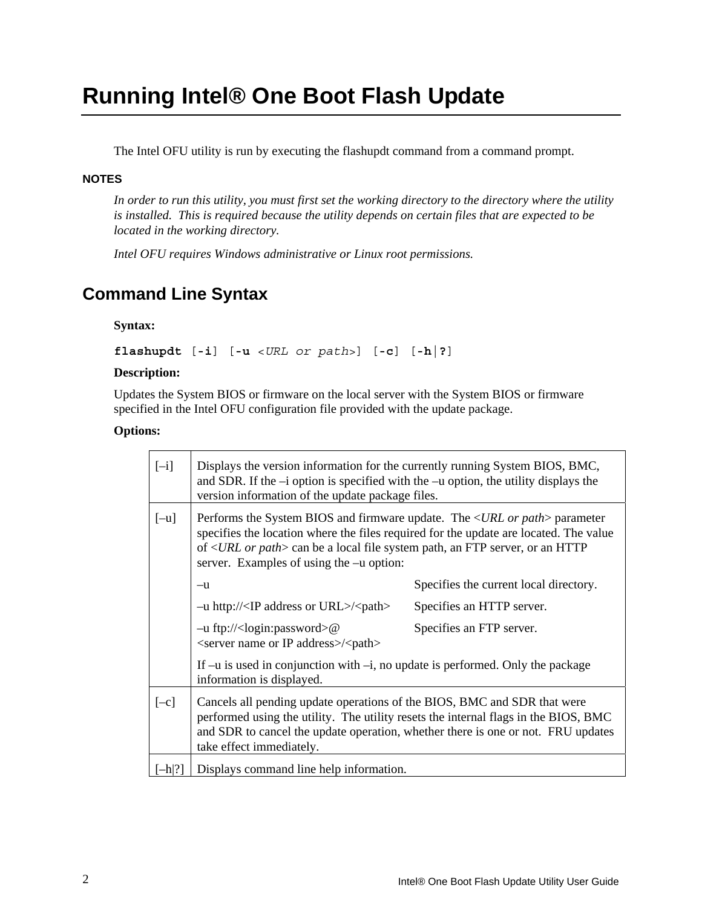# Running Intel® One Boot Flash Update

The Intel OFU utility is run by executing the flashupdt command from a command prompt.

**NOTES**

*In order to run this utility, you must first set the working directory to the directory where the utility is installed. This is required because the utility depends on certain files that are expected to be located in the working directory.*

*Intel OFU requires Windows administrative or Linux root permissions.*

## Command Line Syntax

**Syntax:**

**flashupdt** [**-i**] [**-u** *<URL or path>*] [**-c**] [**-h**|**?**]

**Description:**

Updates the System BIOS or firmware on the local server with the System BIOS or firmware specified in the Intel OFU configuration file provided with the update package.

**Options:**

| | |
|---|---|
| [–i] | Displays the version information for the currently running System BIOS, BMC, and SDR. If the –i option is specified with the –u option, the utility displays the version information of the update package files. |
| [–u] | Performs the System BIOS and firmware update. The <*URL or path*> parameter specifies the location where the files required for the update are located. The value of <*URL or path*> can be a local file system path, an FTP server, or an HTTP server. Examples of using the –u option:<br>–u — Specifies the current local directory.<br>–u http://<IP address or URL>/<path> — Specifies an HTTP server.<br>–u ftp://<login:password>@<server name or IP address>/<path> — Specifies an FTP server.<br>If –u is used in conjunction with –i, no update is performed. Only the package information is displayed. |
| [–c] | Cancels all pending update operations of the BIOS, BMC and SDR that were performed using the utility. The utility resets the internal flags in the BIOS, BMC and SDR to cancel the update operation, whether there is one or not. FRU updates take effect immediately. |
| [–h\|?] | Displays command line help information. |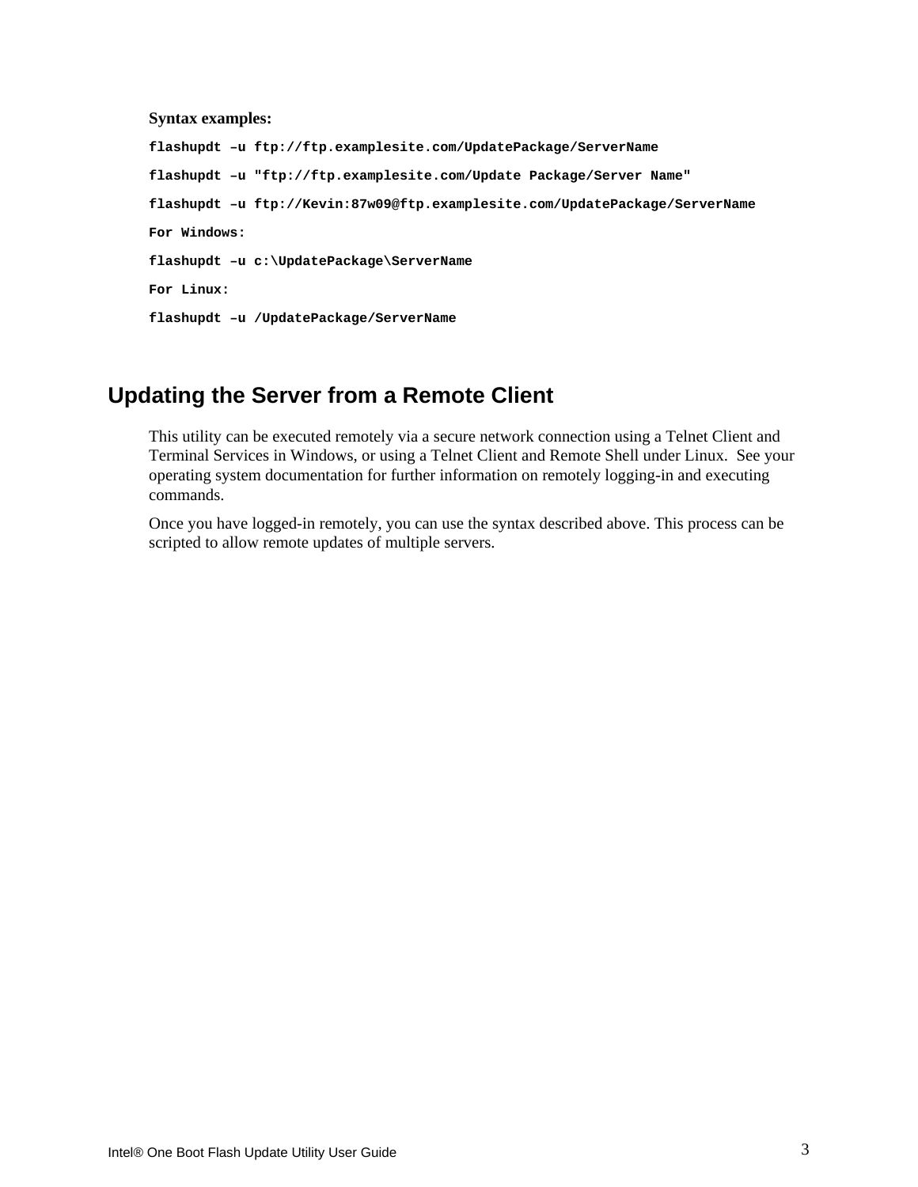**Syntax examples:**

```
flashupdt –u ftp://ftp.examplesite.com/UpdatePackage/ServerName

flashupdt –u "ftp://ftp.examplesite.com/Update Package/Server Name"

flashupdt –u ftp://Kevin:87w09@ftp.examplesite.com/UpdatePackage/ServerName

For Windows:

flashupdt –u c:\UpdatePackage\ServerName

For Linux:

flashupdt –u /UpdatePackage/ServerName
```

## Updating the Server from a Remote Client

This utility can be executed remotely via a secure network connection using a Telnet Client and Terminal Services in Windows, or using a Telnet Client and Remote Shell under Linux. See your operating system documentation for further information on remotely logging-in and executing commands.

Once you have logged-in remotely, you can use the syntax described above. This process can be scripted to allow remote updates of multiple servers.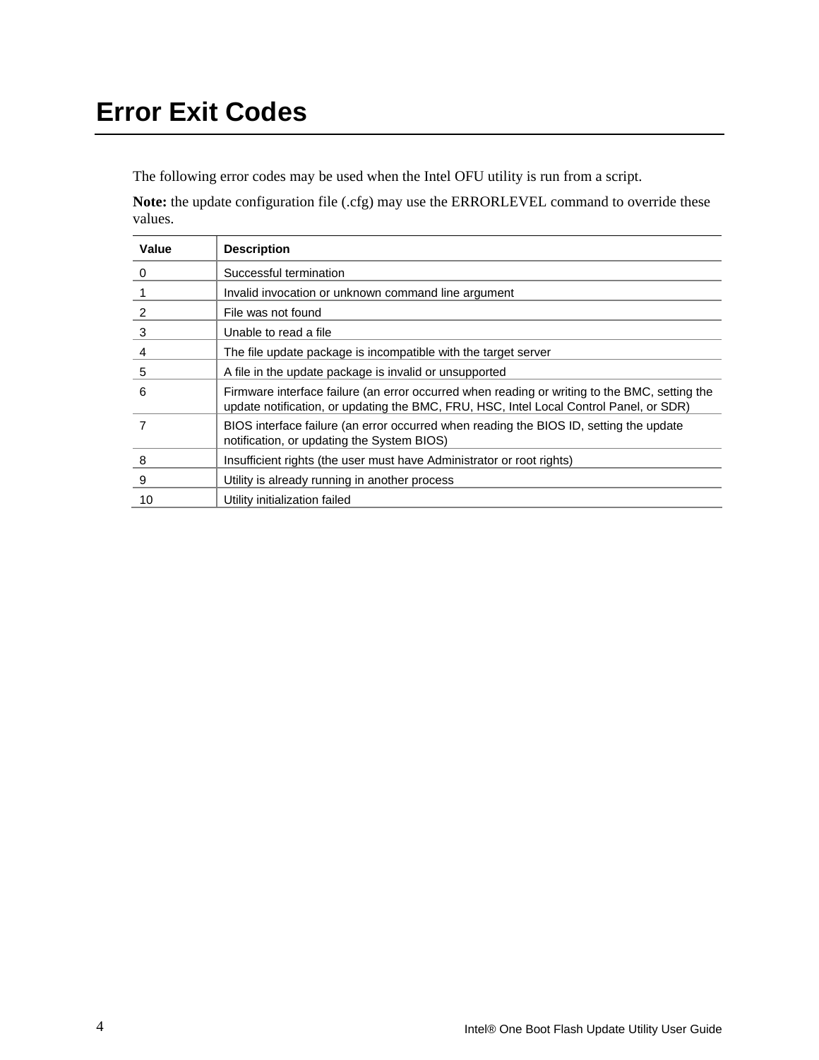# Error Exit Codes

The following error codes may be used when the Intel OFU utility is run from a script.

**Note:** the update configuration file (.cfg) may use the ERRORLEVEL command to override these values.

| Value | Description |
|---|---|
| 0 | Successful termination |
| 1 | Invalid invocation or unknown command line argument |
| 2 | File was not found |
| 3 | Unable to read a file |
| 4 | The file update package is incompatible with the target server |
| 5 | A file in the update package is invalid or unsupported |
| 6 | Firmware interface failure (an error occurred when reading or writing to the BMC, setting the update notification, or updating the BMC, FRU, HSC, Intel Local Control Panel, or SDR) |
| 7 | BIOS interface failure (an error occurred when reading the BIOS ID, setting the update notification, or updating the System BIOS) |
| 8 | Insufficient rights (the user must have Administrator or root rights) |
| 9 | Utility is already running in another process |
| 10 | Utility initialization failed |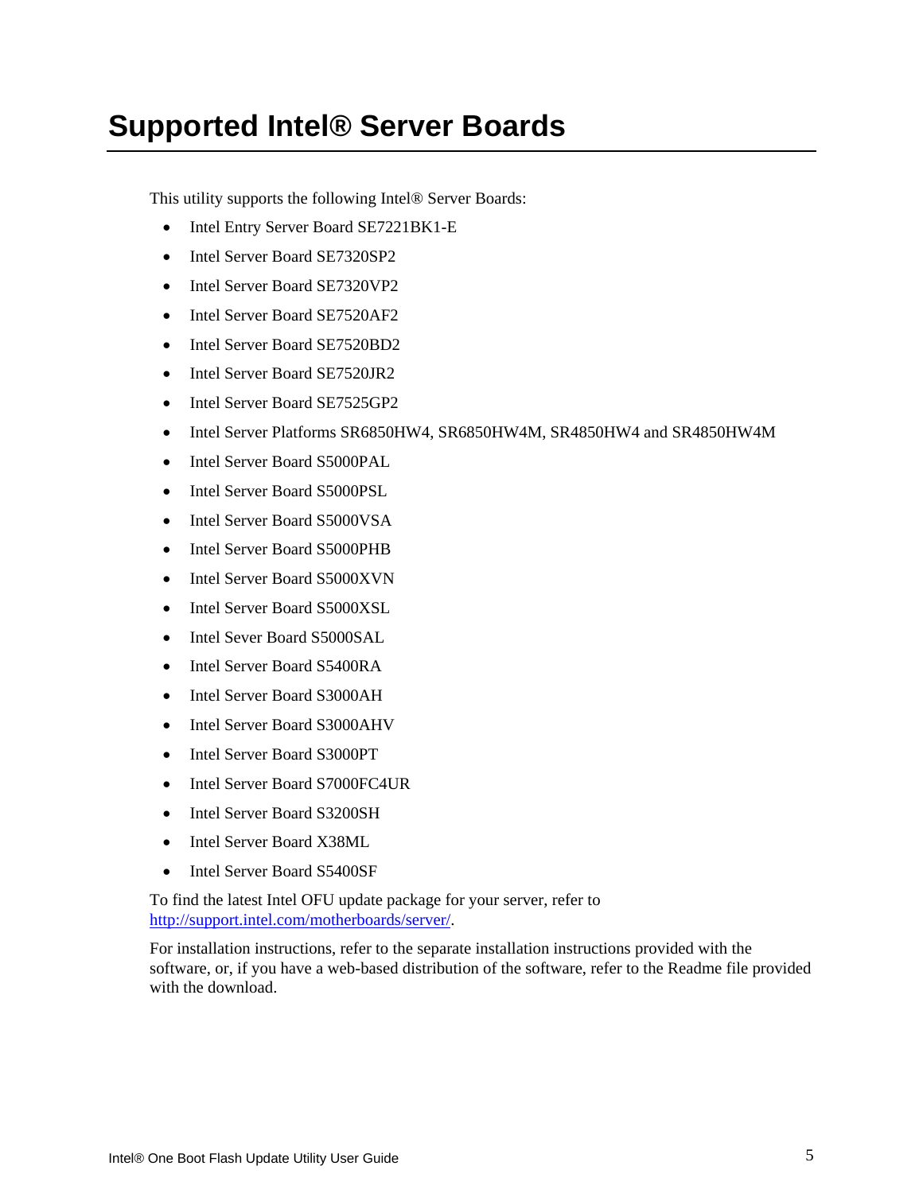# Supported Intel® Server Boards

This utility supports the following Intel® Server Boards:

- Intel Entry Server Board SE7221BK1-E
- Intel Server Board SE7320SP2
- Intel Server Board SE7320VP2
- Intel Server Board SE7520AF2
- Intel Server Board SE7520BD2
- Intel Server Board SE7520JR2
- Intel Server Board SE7525GP2
- Intel Server Platforms SR6850HW4, SR6850HW4M, SR4850HW4 and SR4850HW4M
- Intel Server Board S5000PAL
- Intel Server Board S5000PSL
- Intel Server Board S5000VSA
- Intel Server Board S5000PHB
- Intel Server Board S5000XVN
- Intel Server Board S5000XSL
- Intel Sever Board S5000SAL
- Intel Server Board S5400RA
- Intel Server Board S3000AH
- Intel Server Board S3000AHV
- Intel Server Board S3000PT
- Intel Server Board S7000FC4UR
- Intel Server Board S3200SH
- Intel Server Board X38ML
- Intel Server Board S5400SF

To find the latest Intel OFU update package for your server, refer to [http://support.intel.com/motherboards/server/](http://support.intel.com/motherboards/server/).

For installation instructions, refer to the separate installation instructions provided with the software, or, if you have a web-based distribution of the software, refer to the Readme file provided with the download.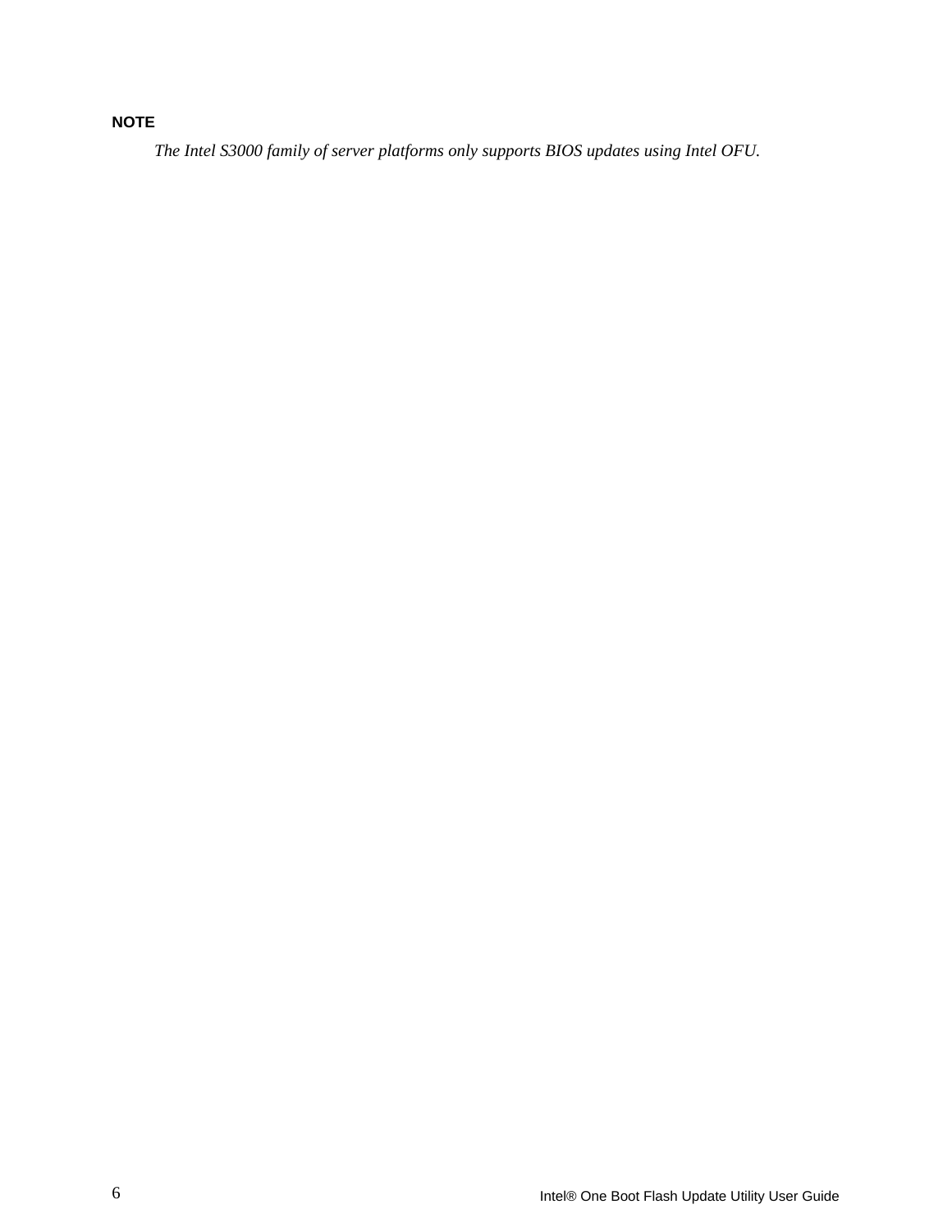**NOTE**

*The Intel S3000 family of server platforms only supports BIOS updates using Intel OFU.*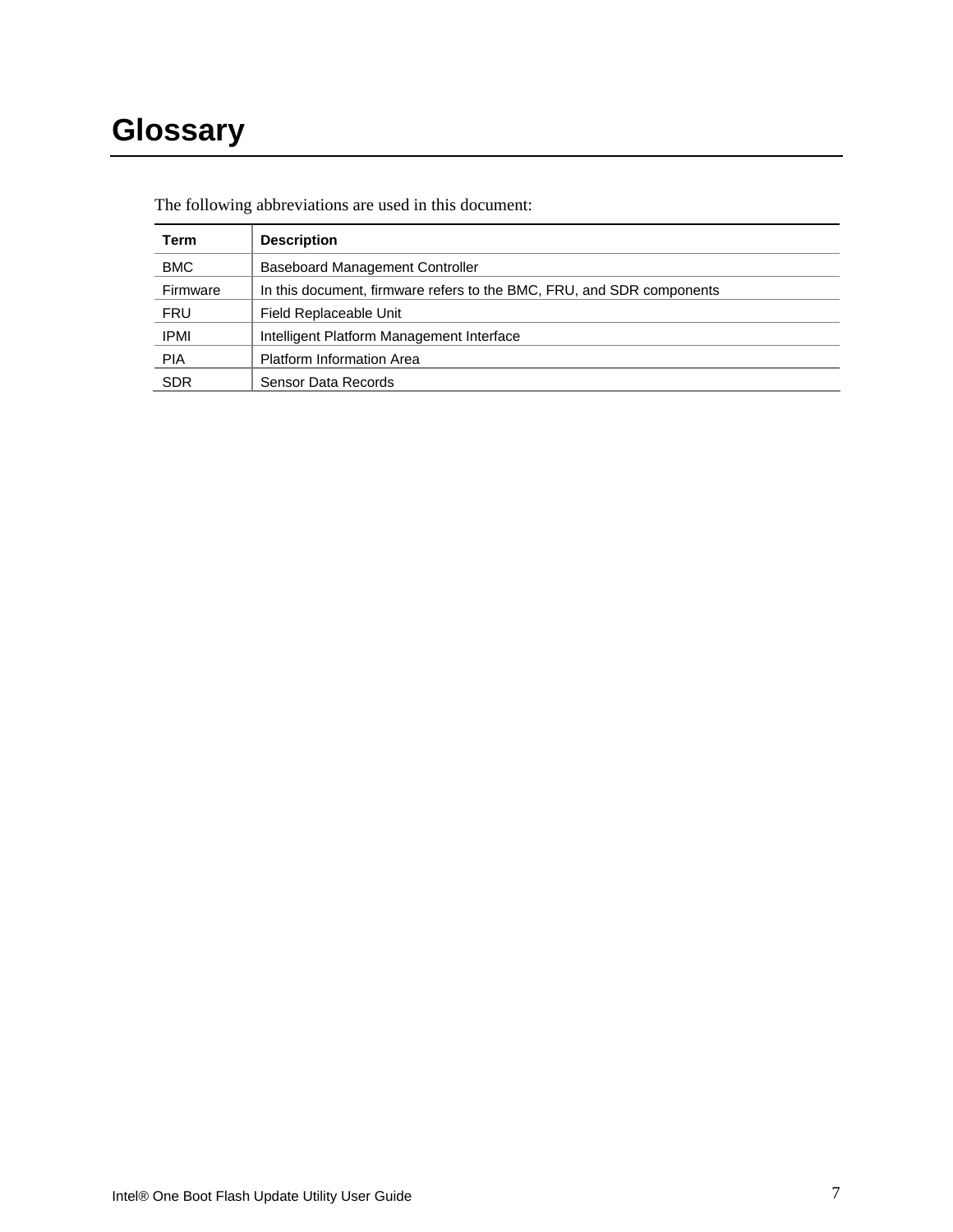# Glossary

The following abbreviations are used in this document:

| Term | Description |
|---|---|
| BMC | Baseboard Management Controller |
| Firmware | In this document, firmware refers to the BMC, FRU, and SDR components |
| FRU | Field Replaceable Unit |
| IPMI | Intelligent Platform Management Interface |
| PIA | Platform Information Area |
| SDR | Sensor Data Records |